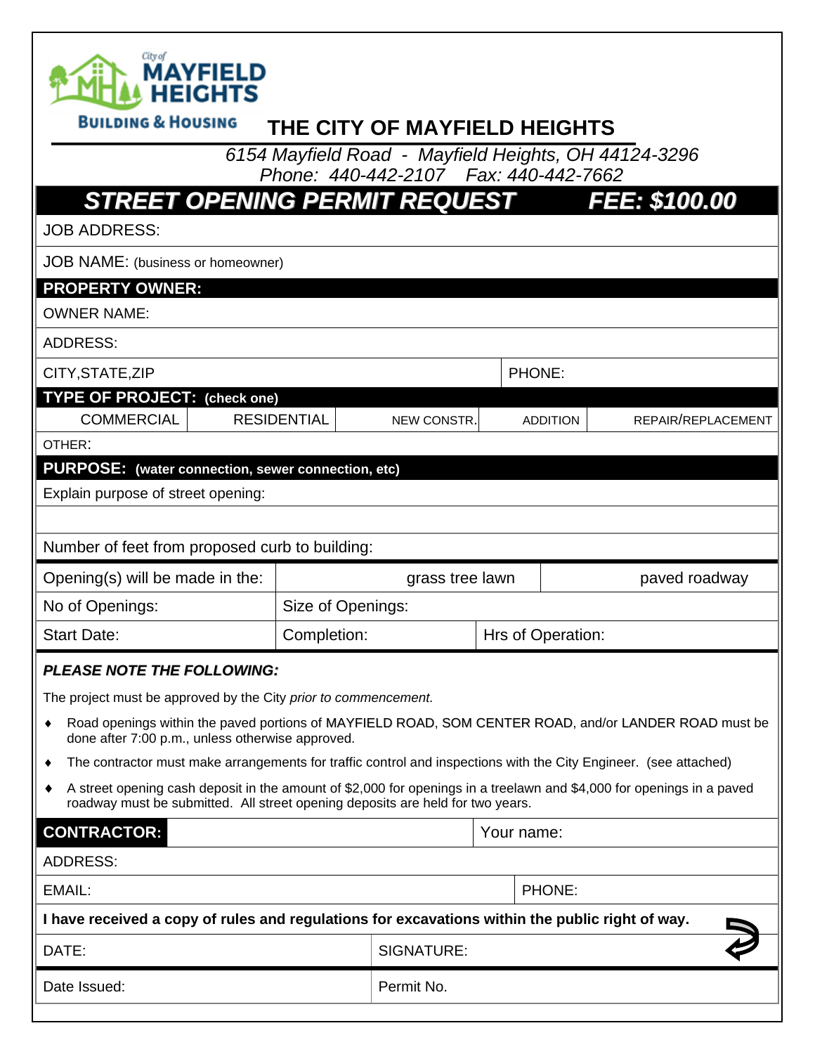City of MAYFIELD HEIGHTS
BUILDING & HOUSING

# THE CITY OF MAYFIELD HEIGHTS

*6154 Mayfield Road - Mayfield Heights, OH 44124-3296*
*Phone: 440-442-2107 Fax: 440-442-7662*

## *STREET OPENING PERMIT REQUEST* *FEE: $100.00*

JOB ADDRESS:

JOB NAME: (business or homeowner)

**PROPERTY OWNER:**

OWNER NAME:

ADDRESS:

| CITY,STATE,ZIP | PHONE: |
|---|---|

**TYPE OF PROJECT: (check one)**

| COMMERCIAL | RESIDENTIAL | NEW CONSTR. | ADDITION | REPAIR/REPLACEMENT |
|---|---|---|---|---|

OTHER:

**PURPOSE: (water connection, sewer connection, etc)**

Explain purpose of street opening:

Number of feet from proposed curb to building:

| Opening(s) will be made in the: | grass tree lawn | | paved roadway |
|---|---|---|---|
| No of Openings: | Size of Openings: | | |
| Start Date: | Completion: | Hrs of Operation: | |

***PLEASE NOTE THE FOLLOWING:***

The project must be approved by the City *prior to commencement.*

- Road openings within the paved portions of MAYFIELD ROAD, SOM CENTER ROAD, and/or LANDER ROAD must be done after 7:00 p.m., unless otherwise approved.
- The contractor must make arrangements for traffic control and inspections with the City Engineer. (see attached)
- A street opening cash deposit in the amount of $2,000 for openings in a treelawn and $4,000 for openings in a paved roadway must be submitted. All street opening deposits are held for two years.

| **CONTRACTOR:** | | Your name: |
|---|---|---|

ADDRESS:

| EMAIL: | PHONE: |
|---|---|

**I have received a copy of rules and regulations for excavations within the public right of way.**

| DATE: | SIGNATURE: |
|---|---|
| Date Issued: | Permit No. |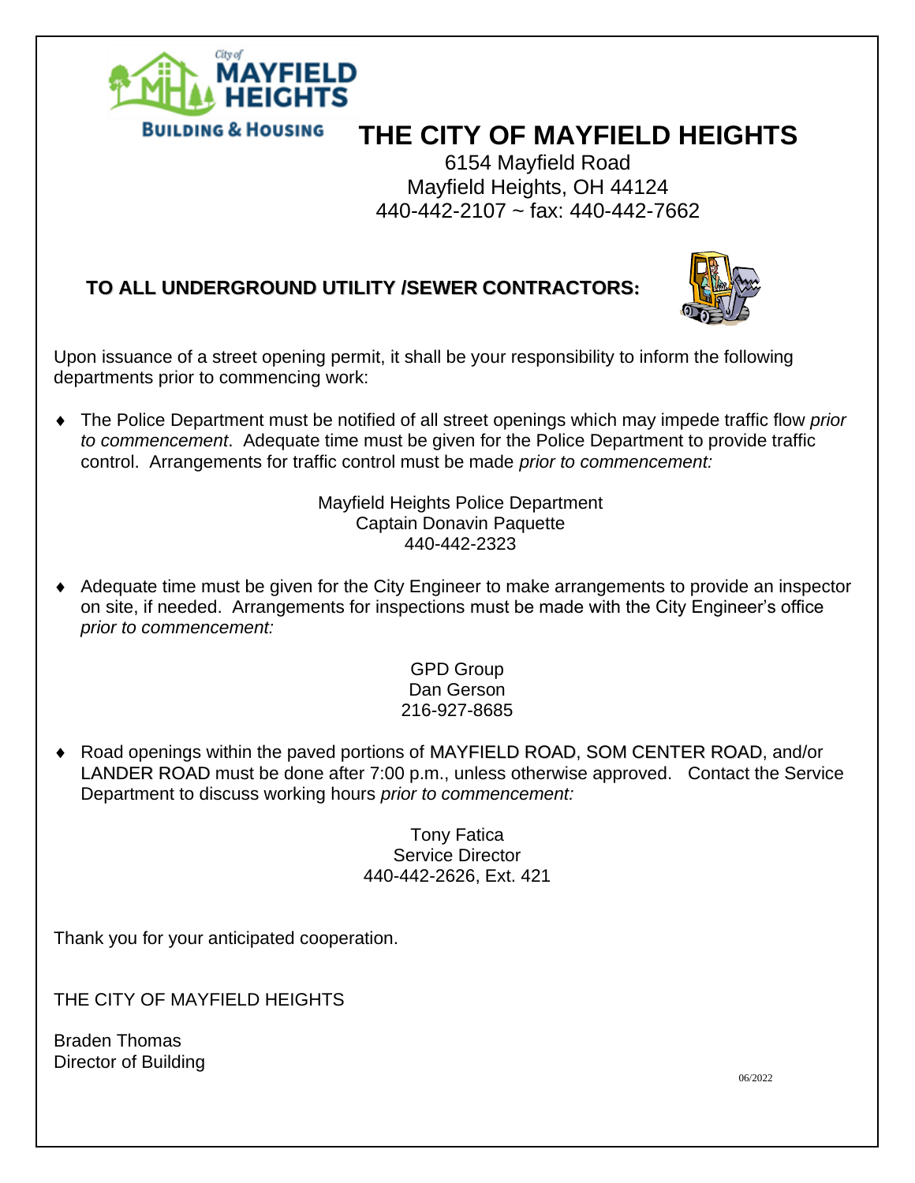Building & Housing

# THE CITY OF MAYFIELD HEIGHTS

6154 Mayfield Road
Mayfield Heights, OH 44124
440-442-2107 ~ fax: 440-442-7662

## TO ALL UNDERGROUND UTILITY /SEWER CONTRACTORS:

Upon issuance of a street opening permit, it shall be your responsibility to inform the following departments prior to commencing work:

- The Police Department must be notified of all street openings which may impede traffic flow *prior to commencement*. Adequate time must be given for the Police Department to provide traffic control. Arrangements for traffic control must be made *prior to commencement:*

  Mayfield Heights Police Department
  Captain Donavin Paquette
  440-442-2323

- Adequate time must be given for the City Engineer to make arrangements to provide an inspector on site, if needed. Arrangements for inspections must be made with the City Engineer's office *prior to commencement:*

  GPD Group
  Dan Gerson
  216-927-8685

- Road openings within the paved portions of MAYFIELD ROAD, SOM CENTER ROAD, and/or LANDER ROAD must be done after 7:00 p.m., unless otherwise approved. Contact the Service Department to discuss working hours *prior to commencement:*

  Tony Fatica
  Service Director
  440-442-2626, Ext. 421

Thank you for your anticipated cooperation.

THE CITY OF MAYFIELD HEIGHTS

Braden Thomas
Director of Building

06/2022